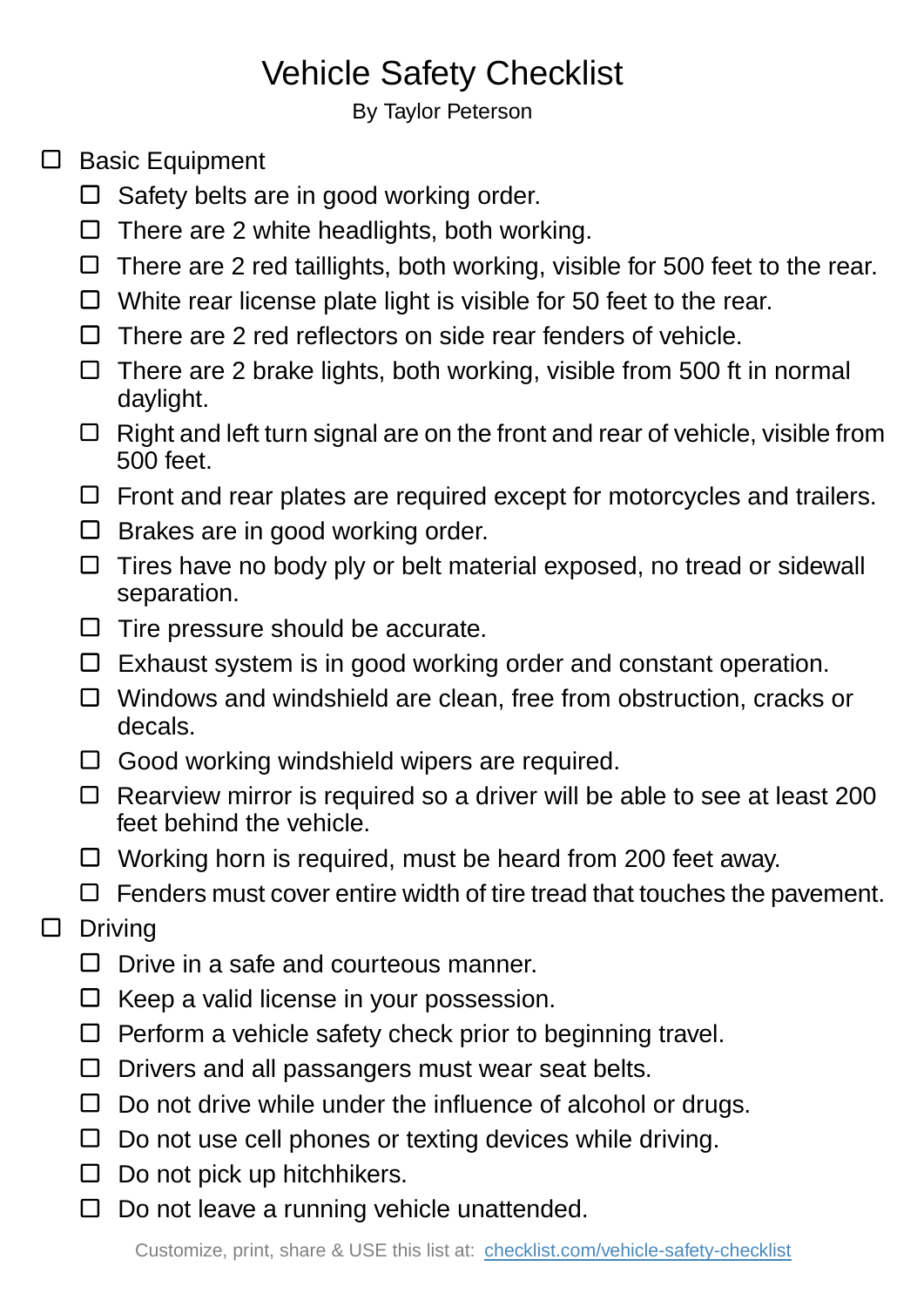# Vehicle Safety Checklist

By Taylor Peterson

- [ ] Basic Equipment
  - [ ] Safety belts are in good working order.
  - [ ] There are 2 white headlights, both working.
  - [ ] There are 2 red taillights, both working, visible for 500 feet to the rear.
  - [ ] White rear license plate light is visible for 50 feet to the rear.
  - [ ] There are 2 red reflectors on side rear fenders of vehicle.
  - [ ] There are 2 brake lights, both working, visible from 500 ft in normal daylight.
  - [ ] Right and left turn signal are on the front and rear of vehicle, visible from 500 feet.
  - [ ] Front and rear plates are required except for motorcycles and trailers.
  - [ ] Brakes are in good working order.
  - [ ] Tires have no body ply or belt material exposed, no tread or sidewall separation.
  - [ ] Tire pressure should be accurate.
  - [ ] Exhaust system is in good working order and constant operation.
  - [ ] Windows and windshield are clean, free from obstruction, cracks or decals.
  - [ ] Good working windshield wipers are required.
  - [ ] Rearview mirror is required so a driver will be able to see at least 200 feet behind the vehicle.
  - [ ] Working horn is required, must be heard from 200 feet away.
  - [ ] Fenders must cover entire width of tire tread that touches the pavement.
- [ ] Driving
  - [ ] Drive in a safe and courteous manner.
  - [ ] Keep a valid license in your possession.
  - [ ] Perform a vehicle safety check prior to beginning travel.
  - [ ] Drivers and all passangers must wear seat belts.
  - [ ] Do not drive while under the influence of alcohol or drugs.
  - [ ] Do not use cell phones or texting devices while driving.
  - [ ] Do not pick up hitchhikers.
  - [ ] Do not leave a running vehicle unattended.

Customize, print, share & USE this list at: [checklist.com/vehicle-safety-checklist](https://checklist.com/vehicle-safety-checklist)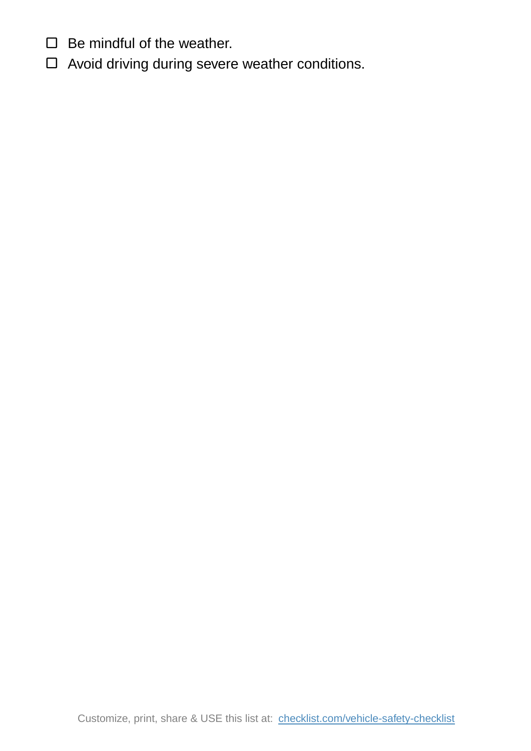- [ ] Be mindful of the weather.
- [ ] Avoid driving during severe weather conditions.